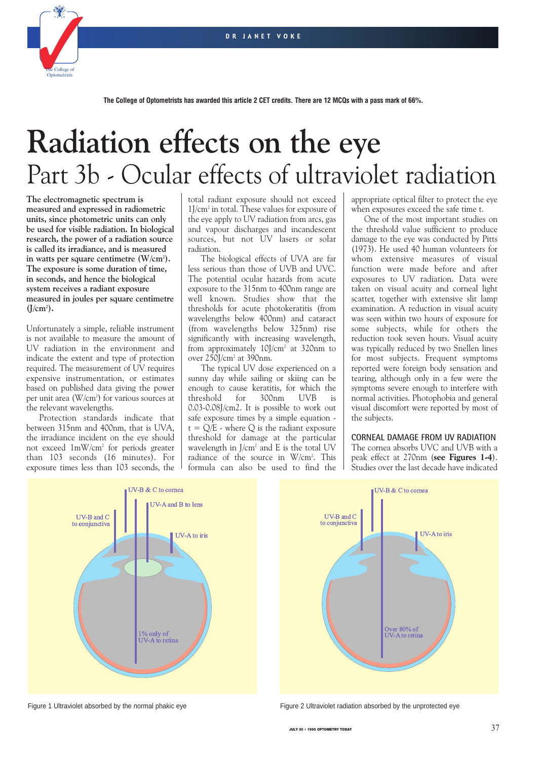The College of Optometrists has awarded this article 2 CET credits. There are 12 MCQs with a pass mark of 66%.

# Radiation effects on the eye

## Part 3b - Ocular effects of ultraviolet radiation

**The electromagnetic spectrum is measured and expressed in radiometric units, since photometric units can only be used for visible radiation. In biological research, the power of a radiation source is called its irradiance, and is measured in watts per square centimetre (W/cm$^2$). The exposure is some duration of time, in seconds, and hence the biological system receives a radiant exposure measured in joules per square centimetre (J/cm$^2$).**

Unfortunately a simple, reliable instrument is not available to measure the amount of UV radiation in the environment and indicate the extent and type of protection required. The measurement of UV requires expensive instrumentation, or estimates based on published data giving the power per unit area (W/cm$^2$) for various sources at the relevant wavelengths.

Protection standards indicate that between 315nm and 400nm, that is UVA, the irradiance incident on the eye should not exceed 1mW/cm$^2$ for periods greater than 103 seconds (16 minutes). For exposure times less than 103 seconds, the total radiant exposure should not exceed 1J/cm$^2$ in total. These values for exposure of the eye apply to UV radiation from arcs, gas and vapour discharges and incandescent sources, but not UV lasers or solar radiation.

The biological effects of UVA are far less serious than those of UVB and UVC. The potential ocular hazards from acute exposure to the 315nm to 400nm range are well known. Studies show that the thresholds for acute photokeratitis (from wavelengths below 400nm) and cataract (from wavelengths below 325nm) rise significantly with increasing wavelength, from approximately 10J/cm$^2$ at 320nm to over 250J/cm$^2$ at 390nm.

The typical UV dose experienced on a sunny day while sailing or skiing can be enough to cause keratitis, for which the threshold for 300nm UVB is 0.03-0.08J/cm2. It is possible to work out safe exposure times by a simple equation - $t = Q/E$ - where Q is the radiant exposure threshold for damage at the particular wavelength in J/cm$^2$ and E is the total UV radiance of the source in W/cm$^2$. This formula can also be used to find the appropriate optical filter to protect the eye when exposures exceed the safe time t.

One of the most important studies on the threshold value sufficient to produce damage to the eye was conducted by Pitts (1973). He used 40 human volunteers for whom extensive measures of visual function were made before and after exposures to UV radiation. Data were taken on visual acuity and corneal light scatter, together with extensive slit lamp examination. A reduction in visual acuity was seen within two hours of exposure for some subjects, while for others the reduction took seven hours. Visual acuity was typically reduced by two Snellen lines for most subjects. Frequent symptoms reported were foreign body sensation and tearing, although only in a few were the symptoms severe enough to interfere with normal activities. Photophobia and general visual discomfort were reported by most of the subjects.

### CORNEAL DAMAGE FROM UV RADIATION

The cornea absorbs UVC and UVB with a peak effect at 270nm (**see Figures 1-4**). Studies over the last decade have indicated

Figure 1 Ultraviolet absorbed by the normal phakic eye

Figure 2 Ultraviolet radiation absorbed by the unprotected eye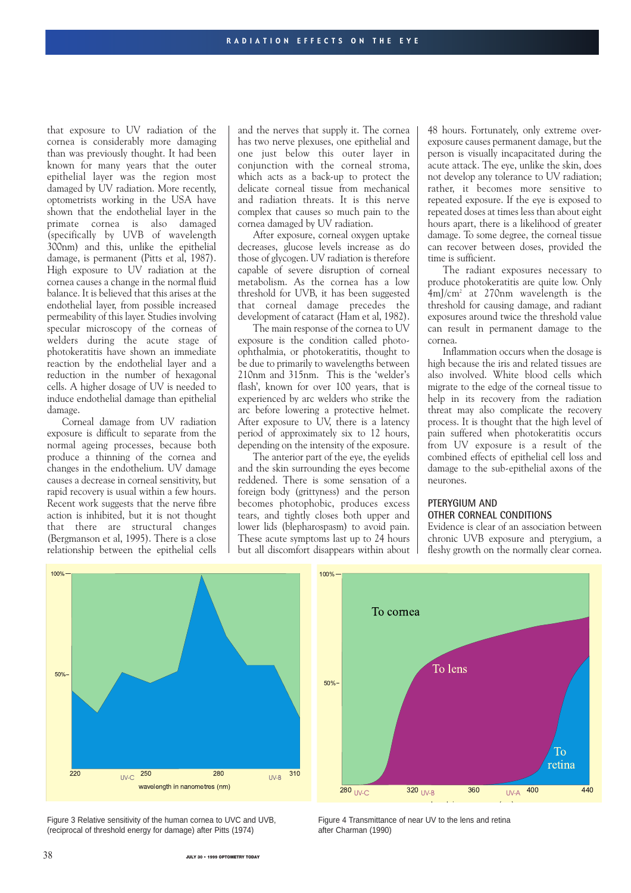that exposure to UV radiation of the cornea is considerably more damaging than was previously thought. It had been known for many years that the outer epithelial layer was the region most damaged by UV radiation. More recently, optometrists working in the USA have shown that the endothelial layer in the primate cornea is also damaged (specifically by UVB of wavelength 300nm) and this, unlike the epithelial damage, is permanent (Pitts et al, 1987). High exposure to UV radiation at the cornea causes a change in the normal fluid balance. It is believed that this arises at the endothelial layer, from possible increased permeability of this layer. Studies involving specular microscopy of the corneas of welders during the acute stage of photokeratitis have shown an immediate reaction by the endothelial layer and a reduction in the number of hexagonal cells. A higher dosage of UV is needed to induce endothelial damage than epithelial damage.

Corneal damage from UV radiation exposure is difficult to separate from the normal ageing processes, because both produce a thinning of the cornea and changes in the endothelium. UV damage causes a decrease in corneal sensitivity, but rapid recovery is usual within a few hours. Recent work suggests that the nerve fibre action is inhibited, but it is not thought that there are structural changes (Bergmanson et al, 1995). There is a close relationship between the epithelial cells and the nerves that supply it. The cornea has two nerve plexuses, one epithelial and one just below this outer layer in conjunction with the corneal stroma, which acts as a back-up to protect the delicate corneal tissue from mechanical and radiation threats. It is this nerve complex that causes so much pain to the cornea damaged by UV radiation.

After exposure, corneal oxygen uptake decreases, glucose levels increase as do those of glycogen. UV radiation is therefore capable of severe disruption of corneal metabolism. As the cornea has a low threshold for UVB, it has been suggested that corneal damage precedes the development of cataract (Ham et al, 1982).

The main response of the cornea to UV exposure is the condition called photo-ophthalmia, or photokeratitis, thought to be due to primarily to wavelengths between 210nm and 315nm. This is the 'welder's flash', known for over 100 years, that is experienced by arc welders who strike the arc before lowering a protective helmet. After exposure to UV, there is a latency period of approximately six to 12 hours, depending on the intensity of the exposure.

The anterior part of the eye, the eyelids and the skin surrounding the eyes become reddened. There is some sensation of a foreign body (grittyness) and the person becomes photophobic, produces excess tears, and tightly closes both upper and lower lids (blepharospasm) to avoid pain. These acute symptoms last up to 24 hours but all discomfort disappears within about 48 hours. Fortunately, only extreme over-exposure causes permanent damage, but the person is visually incapacitated during the acute attack. The eye, unlike the skin, does not develop any tolerance to UV radiation; rather, it becomes more sensitive to repeated exposure. If the eye is exposed to repeated doses at times less than about eight hours apart, there is a likelihood of greater damage. To some degree, the corneal tissue can recover between doses, provided the time is sufficient.

The radiant exposures necessary to produce photokeratitis are quite low. Only 4mJ/cm$^2$ at 270nm wavelength is the threshold for causing damage, and radiant exposures around twice the threshold value can result in permanent damage to the cornea.

Inflammation occurs when the dosage is high because the iris and related tissues are also involved. White blood cells which migrate to the edge of the corneal tissue to help in its recovery from the radiation threat may also complicate the recovery process. It is thought that the high level of pain suffered when photokeratitis occurs from UV exposure is a result of the combined effects of epithelial cell loss and damage to the sub-epithelial axons of the neurones.

## PTERYGIUM AND OTHER CORNEAL CONDITIONS

Evidence is clear of an association between chronic UVB exposure and pterygium, a fleshy growth on the normally clear cornea.

Figure 3 Relative sensitivity of the human cornea to UVC and UVB, (reciprocal of threshold energy for damage) after Pitts (1974)

Figure 4 Transmittance of near UV to the lens and retina after Charman (1990)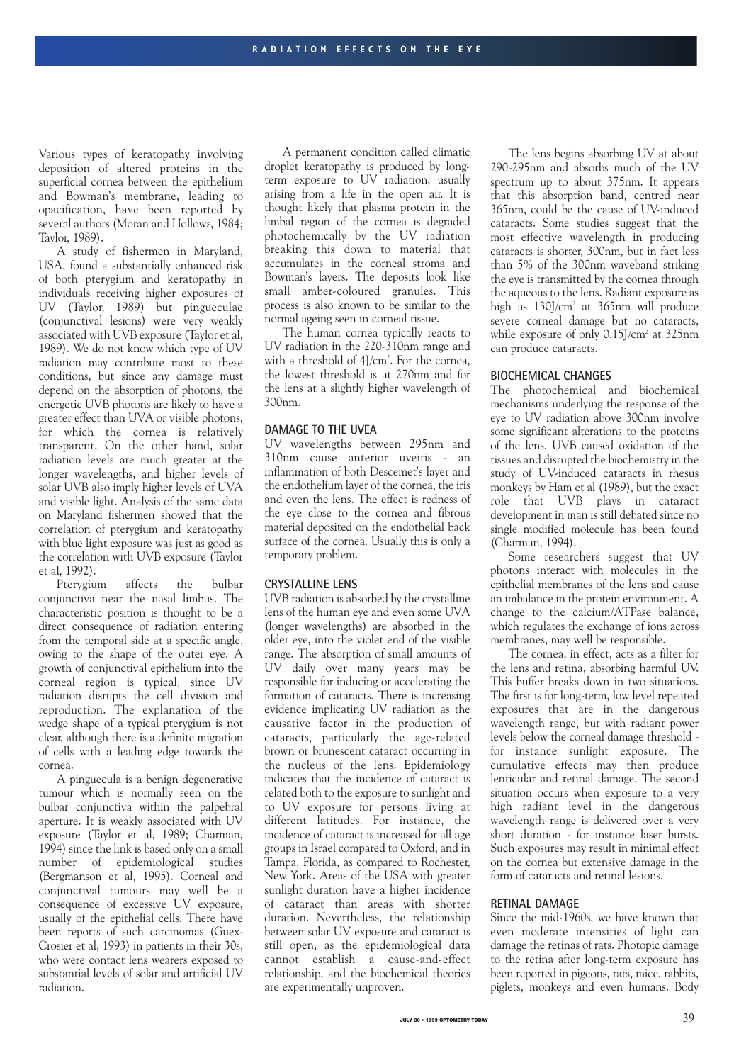Various types of keratopathy involving deposition of altered proteins in the superficial cornea between the epithelium and Bowman's membrane, leading to opacification, have been reported by several authors (Moran and Hollows, 1984; Taylor, 1989).

A study of fishermen in Maryland, USA, found a substantially enhanced risk of both pterygium and keratopathy in individuals receiving higher exposures of UV (Taylor, 1989) but pingueculae (conjunctival lesions) were very weakly associated with UVB exposure (Taylor et al, 1989). We do not know which type of UV radiation may contribute most to these conditions, but since any damage must depend on the absorption of photons, the energetic UVB photons are likely to have a greater effect than UVA or visible photons, for which the cornea is relatively transparent. On the other hand, solar radiation levels are much greater at the longer wavelengths, and higher levels of solar UVB also imply higher levels of UVA and visible light. Analysis of the same data on Maryland fishermen showed that the correlation of pterygium and keratopathy with blue light exposure was just as good as the correlation with UVB exposure (Taylor et al, 1992).

Pterygium affects the bulbar conjunctiva near the nasal limbus. The characteristic position is thought to be a direct consequence of radiation entering from the temporal side at a specific angle, owing to the shape of the outer eye. A growth of conjunctival epithelium into the corneal region is typical, since UV radiation disrupts the cell division and reproduction. The explanation of the wedge shape of a typical pterygium is not clear, although there is a definite migration of cells with a leading edge towards the cornea.

A pinguecula is a benign degenerative tumour which is normally seen on the bulbar conjunctiva within the palpebral aperture. It is weakly associated with UV exposure (Taylor et al, 1989; Charman, 1994) since the link is based only on a small number of epidemiological studies (Bergmanson et al, 1995). Corneal and conjunctival tumours may well be a consequence of excessive UV exposure, usually of the epithelial cells. There have been reports of such carcinomas (Guex-Crosier et al, 1993) in patients in their 30s, who were contact lens wearers exposed to substantial levels of solar and artificial UV radiation.

A permanent condition called climatic droplet keratopathy is produced by long-term exposure to UV radiation, usually arising from a life in the open air. It is thought likely that plasma protein in the limbal region of the cornea is degraded photochemically by the UV radiation breaking this down to material that accumulates in the corneal stroma and Bowman's layers. The deposits look like small amber-coloured granules. This process is also known to be similar to the normal ageing seen in corneal tissue.

The human cornea typically reacts to UV radiation in the 220-310nm range and with a threshold of 4J/cm$^2$. For the cornea, the lowest threshold is at 270nm and for the lens at a slightly higher wavelength of 300nm.

## DAMAGE TO THE UVEA

UV wavelengths between 295nm and 310nm cause anterior uveitis - an inflammation of both Descemet's layer and the endothelium layer of the cornea, the iris and even the lens. The effect is redness of the eye close to the cornea and fibrous material deposited on the endothelial back surface of the cornea. Usually this is only a temporary problem.

## CRYSTALLINE LENS

UVB radiation is absorbed by the crystalline lens of the human eye and even some UVA (longer wavelengths) are absorbed in the older eye, into the violet end of the visible range. The absorption of small amounts of UV daily over many years may be responsible for inducing or accelerating the formation of cataracts. There is increasing evidence implicating UV radiation as the causative factor in the production of cataracts, particularly the age-related brown or brunescent cataract occurring in the nucleus of the lens. Epidemiology indicates that the incidence of cataract is related both to the exposure to sunlight and to UV exposure for persons living at different latitudes. For instance, the incidence of cataract is increased for all age groups in Israel compared to Oxford, and in Tampa, Florida, as compared to Rochester, New York. Areas of the USA with greater sunlight duration have a higher incidence of cataract than areas with shorter duration. Nevertheless, the relationship between solar UV exposure and cataract is still open, as the epidemiological data cannot establish a cause-and-effect relationship, and the biochemical theories are experimentally unproven.

The lens begins absorbing UV at about 290-295nm and absorbs much of the UV spectrum up to about 375nm. It appears that this absorption band, centred near 365nm, could be the cause of UV-induced cataracts. Some studies suggest that the most effective wavelength in producing cataracts is shorter, 300nm, but in fact less than 5% of the 300nm waveband striking the eye is transmitted by the cornea through the aqueous to the lens. Radiant exposure as high as 130J/cm$^2$ at 365nm will produce severe corneal damage but no cataracts, while exposure of only 0.15J/cm$^2$ at 325nm can produce cataracts.

## BIOCHEMICAL CHANGES

The photochemical and biochemical mechanisms underlying the response of the eye to UV radiation above 300nm involve some significant alterations to the proteins of the lens. UVB caused oxidation of the tissues and disrupted the biochemistry in the study of UV-induced cataracts in rhesus monkeys by Ham et al (1989), but the exact role that UVB plays in cataract development in man is still debated since no single modified molecule has been found (Charman, 1994).

Some researchers suggest that UV photons interact with molecules in the epithelial membranes of the lens and cause an imbalance in the protein environment. A change to the calcium/ATPase balance, which regulates the exchange of ions across membranes, may well be responsible.

The cornea, in effect, acts as a filter for the lens and retina, absorbing harmful UV. This buffer breaks down in two situations. The first is for long-term, low level repeated exposures that are in the dangerous wavelength range, but with radiant power levels below the corneal damage threshold - for instance sunlight exposure. The cumulative effects may then produce lenticular and retinal damage. The second situation occurs when exposure to a very high radiant level in the dangerous wavelength range is delivered over a very short duration - for instance laser bursts. Such exposures may result in minimal effect on the cornea but extensive damage in the form of cataracts and retinal lesions.

## RETINAL DAMAGE

Since the mid-1960s, we have known that even moderate intensities of light can damage the retinas of rats. Photopic damage to the retina after long-term exposure has been reported in pigeons, rats, mice, rabbits, piglets, monkeys and even humans. Body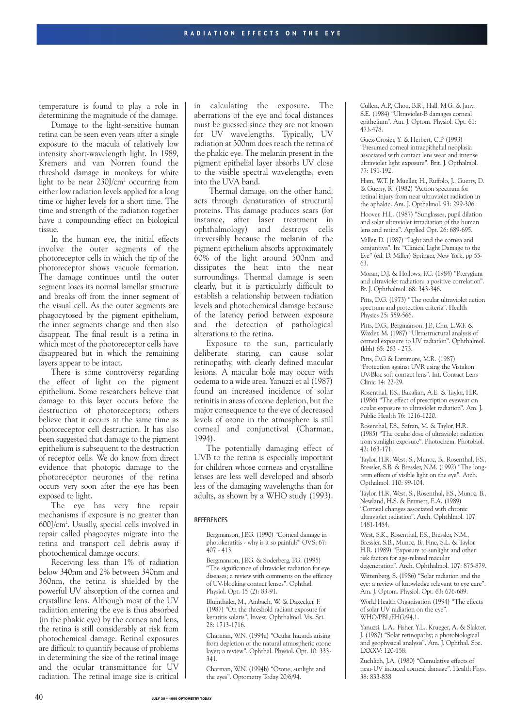temperature is found to play a role in determining the magnitude of the damage.

Damage to the light-sensitive human retina can be seen even years after a single exposure to the macula of relatively low intensity short-wavelength light. In 1989, Kremers and van Norren found the threshold damage in monkeys for white light to be near 230J/cm$^2$ occurring from either low radiation levels applied for a long time or higher levels for a short time. The time and strength of the radiation together have a compounding effect on biological tissue.

In the human eye, the initial effects involve the outer segments of the photoreceptor cells in which the tip of the photoreceptor shows vacuole formation. The damage continues until the outer segment loses its normal lamellar structure and breaks off from the inner segment of the visual cell. As the outer segments are phagocytosed by the pigment epithelium, the inner segments change and then also disappear. The final result is a retina in which most of the photoreceptor cells have disappeared but in which the remaining layers appear to be intact.

There is some controversy regarding the effect of light on the pigment epithelium. Some researchers believe that damage to this layer occurs before the destruction of photoreceptors; others believe that it occurs at the same time as photoreceptor cell destruction. It has also been suggested that damage to the pigment epithelium is subsequent to the destruction of receptor cells. We do know from direct evidence that photopic damage to the photoreceptor neurones of the retina occurs very soon after the eye has been exposed to light.

The eye has very fine repair mechanisms if exposure is no greater than 600J/cm$^2$. Usually, special cells involved in repair called phagocytes migrate into the retina and transport cell debris away if photochemical damage occurs.

Receiving less than 1% of radiation below 340nm and 2% between 340nm and 360nm, the retina is shielded by the powerful UV absorption of the cornea and crystalline lens. Although most of the UV radiation entering the eye is thus absorbed (in the phakic eye) by the cornea and lens, the retina is still considerably at risk from photochemical damage. Retinal exposures are difficult to quantify because of problems in determining the size of the retinal image and the ocular transmittance for UV radiation. The retinal image size is critical in calculating the exposure. The aberrations of the eye and focal distances must be guessed since they are not known for UV wavelengths. Typically, UV radiation at 300nm does reach the retina of the phakic eye. The melanin present in the pigment epithelial layer absorbs UV close to the visible spectral wavelengths, even into the UVA band.

Thermal damage, on the other hand, acts through denaturation of structural proteins. This damage produces scars (for instance, after laser treatment in ophthalmology) and destroys cells irreversibly because the melanin of the pigment epithelium absorbs approximately 60% of the light around 500nm and dissipates the heat into the near surroundings. Thermal damage is seen clearly, but it is particularly difficult to establish a relationship between radiation levels and photochemical damage because of the latency period between exposure and the detection of pathological alterations to the retina.

Exposure to the sun, particularly deliberate staring, can cause solar retinopathy, with clearly defined macular lesions. A macular hole may occur with oedema to a wide area. Yanuzzi et al (1987) found an increased incidence of solar retinitis in areas of ozone depletion, but the major consequence to the eye of decreased levels of ozone in the atmosphere is still corneal and conjunctival (Charman, 1994).

The potentially damaging effect of UVB to the retina is especially important for children whose corneas and crystalline lenses are less well developed and absorb less of the damaging wavelengths than for adults, as shown by a WHO study (1993).

## REFERENCES

Bergmanson, J.P.G. (1990) "Corneal damage in photokeratitis - why is it so painful?" OVS; 67: 407 - 413.

Bergmanson, J.P.G. & Soderberg, P.G. (1995) "The significance of ultraviolet radiation for eye diseases; a review with comments on the efficacy of UV-blocking contact lenses". Ophthal. Physiol. Opt. 15 (2): 83-91.

Blumthaler, M., Ambach, W. & Daxecker, F. (1987) "On the threshold radiant exposure for keratitis solaris". Invest. Ophthalmol. Vis. Sci. 28: 1713-1716.

Charman, W.N. (1994a) "Ocular hazards arising from depletion of the natural atmospheric ozone layer; a review". Ophthal. Physiol. Opt. 10: 333-341.

Charman, W.N. (1994b) "Ozone, sunlight and the eyes". Optometry Today 20/6/94.

Cullen, A.P., Chou, B.R., Hall, M.G. & Jany, S.E. (1984) "Ultraviolet-B damages corneal epithelium". Am. J. Optom. Physiol. Opt. 61: 473-478.

Guex-Crosier, Y. & Herbert, C.P. (1993) "Presumed corneal intraepithelial neoplasia associated with contact lens wear and intense ultraviolet light exposure". Brit. J. Opthalmol. 77: 191-192.

Ham, W.T. Jr, Mueller, H., Ruffolo, J., Guerry, D. & Guerry, R. (1982) "Action spectrum for retinal injury from near ultraviolet radiation in the aphakic. Am. J. Opthalmol. 93: 299-306.

Hoover, H.L. (1987) "Sunglasses, pupil dilation and solar ultraviolet irradiation of the human lens and retina". Applied Opt. 26: 689-695.

Miller, D. (1987) "Light and the cornea and conjuntiva". In: "Clinical Light Damage to the Eye" (ed. D. Miller) Springer, New York. pp 55-63.

Moran, D.J. & Hollows, F.C. (1984) "Pterygium and ultraviolet radiation: a positive correlation". Br. J. Ophthalmol. 68: 343-346.

Pitts, D.G. (1973) "The ocular ultraviolet action spectrum and protection criteria". Health Physics 25: 559-566.

Pitts, D.G., Bergmanson, J.P., Chu, L.W.F. & Waxler, M. (1987) "Ultrastructural analysis of corneal exposure to UV radiation". Ophthalmol. (kbh) 65: 263 - 273.

Pitts, D.G & Lattimore, M.R. (1987) "Protection against UVR using the Vistakon UV-Bloc soft contact lens". Int. Contact Lens Clinic 14: 22-29.

Rosenthal, F.S., Bakalian, A.E. & Taylor, H.R. (1986) "The effect of prescription eyewear on ocular exposure to ultraviolet radiation". Am. J. Public Health 76: 1216-1220.

Rosenthal, F.S., Safran, M. & Taylor, H.R. (1985) "The ocular dose of ultraviolet radiation from sunlight exposure". Photochem. Photobiol. 42: 163-171.

Taylor, H.R, West, S., Munoz, B., Rosenthal, F.S., Bressler, S.B. & Bressler, N.M. (1992) "The long-term effects of visible light on the eye". Arch. Opthalmol. 110: 99-104.

Taylor, H.R, West, S., Rosenthal, F.S., Munoz, B., Newland, H.S. & Emmett, E.A. (1989) "Corneal changes associated with chronic ultraviolet radiation". Arch. Ophthlmol. 107: 1481-1484.

West, S.K., Rosenthal, F.S., Bressler, N.M., Bressler, S.B., Munoz, B., Fine, S.L. & Taylor, H.R. (1989) "Exposure to sunlight and other risk factors for age-related macular degeneration". Arch. Ophthalmol. 107: 875-879.

Wittenberg, S. (1986) "Solar radiation and the eye: a review of knowledge relevant to eye care". Am. J. Optom. Physiol. Opt. 63: 676-689.

World Health Organisation (1994) "The effects of solar UV radiation on the eye". WHO/PBL/EHG/94.1.

Yanuzzi, L.A., Fisher, Y.L., Krueger, A. & Slakter, J. (1987) "Solar retinopathy; a photobiological and geophysical analysis". Am. J. Ophthal. Soc. LXXXV: 120-158.

Zuchlich, J.A. (1980) "Cumulative effects of near-UV induced corneal damage". Health Phys. 38: 833-838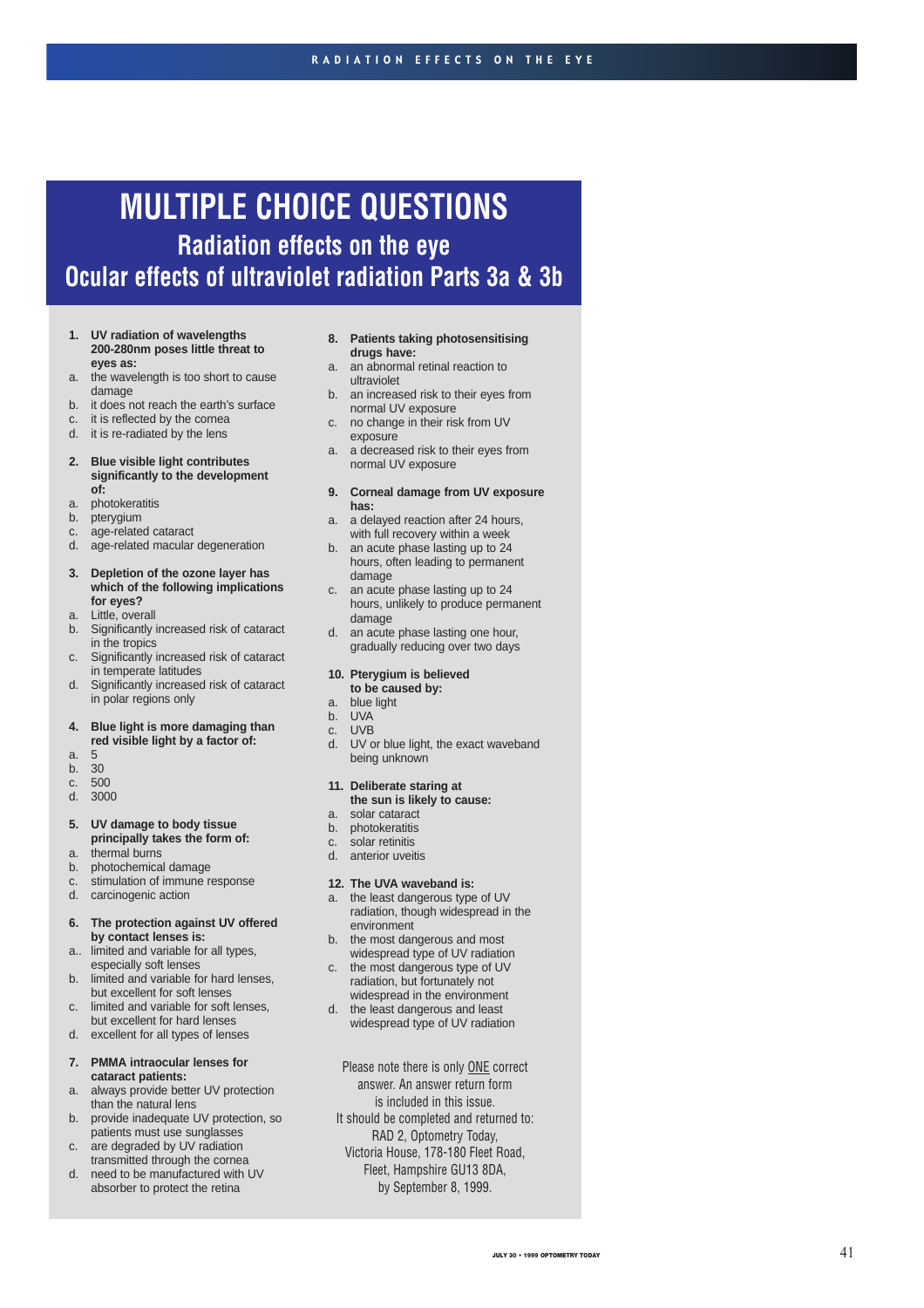# MULTIPLE CHOICE QUESTIONS

## Radiation effects on the eye

## Ocular effects of ultraviolet radiation Parts 3a & 3b

**1. UV radiation of wavelengths 200-280nm poses little threat to eyes as:**

a. the wavelength is too short to cause damage
b. it does not reach the earth's surface
c. it is reflected by the cornea
d. it is re-radiated by the lens

**2. Blue visible light contributes significantly to the development of:**

a. photokeratitis
b. pterygium
c. age-related cataract
d. age-related macular degeneration

**3. Depletion of the ozone layer has which of the following implications for eyes?**

a. Little, overall
b. Significantly increased risk of cataract in the tropics
c. Significantly increased risk of cataract in temperate latitudes
d. Significantly increased risk of cataract in polar regions only

**4. Blue light is more damaging than red visible light by a factor of:**

a. 5
b. 30
c. 500
d. 3000

**5. UV damage to body tissue principally takes the form of:**

a. thermal burns
b. photochemical damage
c. stimulation of immune response
d. carcinogenic action

**6. The protection against UV offered by contact lenses is:**

a.. limited and variable for all types, especially soft lenses
b. limited and variable for hard lenses, but excellent for soft lenses
c. limited and variable for soft lenses, but excellent for hard lenses
d. excellent for all types of lenses

**7. PMMA intraocular lenses for cataract patients:**

a. always provide better UV protection than the natural lens
b. provide inadequate UV protection, so patients must use sunglasses
c. are degraded by UV radiation transmitted through the cornea
d. need to be manufactured with UV absorber to protect the retina

**8. Patients taking photosensitising drugs have:**

a. an abnormal retinal reaction to ultraviolet
b. an increased risk to their eyes from normal UV exposure
c. no change in their risk from UV exposure
a. a decreased risk to their eyes from normal UV exposure

**9. Corneal damage from UV exposure has:**

a. a delayed reaction after 24 hours, with full recovery within a week
b. an acute phase lasting up to 24 hours, often leading to permanent damage
c. an acute phase lasting up to 24 hours, unlikely to produce permanent damage
d. an acute phase lasting one hour, gradually reducing over two days

**10. Pterygium is believed to be caused by:**

a. blue light
b. UVA
c. UVB
d. UV or blue light, the exact waveband being unknown

**11. Deliberate staring at the sun is likely to cause:**

a. solar cataract
b. photokeratitis
c. solar retinitis
d. anterior uveitis

**12. The UVA waveband is:**

a. the least dangerous type of UV radiation, though widespread in the environment
b. the most dangerous and most widespread type of UV radiation
c. the most dangerous type of UV radiation, but fortunately not widespread in the environment
d. the least dangerous and least widespread type of UV radiation

Please note there is only ONE correct answer. An answer return form is included in this issue. It should be completed and returned to: RAD 2, Optometry Today, Victoria House, 178-180 Fleet Road, Fleet, Hampshire GU13 8DA, by September 8, 1999.